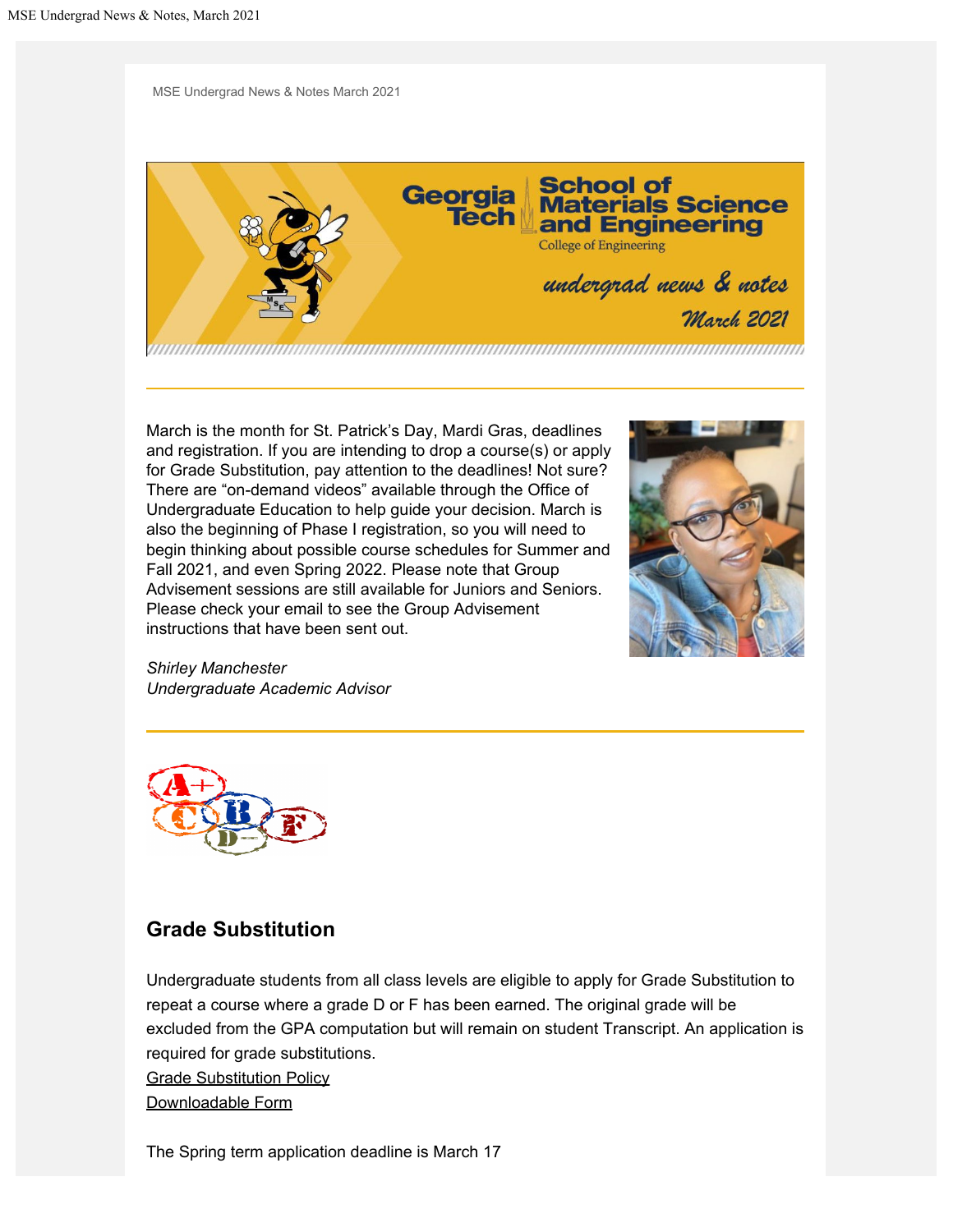MSE Undergrad News & Notes March 2021

March is the month for St. Patrick's Day, Mardi Gras, deadlines and registration. If you are intending to drop a course(s) or apply for Grade Substitution, pay attention to the deadlines! Not sure? There are "on-demand videos" available through the Office of Undergraduate Education to help guide your decision. March is also the beginning of Phase I registration, so you will need to begin thinking about possible course schedules for Summer and Fall 2021, and even Spring 2022. Please note that Group Advisement sessions are still available for Juniors and Seniors. Please check your email to see the Group Advisement instructions that have been sent out.

*Shirley Manchester*
*Undergraduate Academic Advisor*

## Grade Substitution

Undergraduate students from all class levels are eligible to apply for Grade Substitution to repeat a course where a grade D or F has been earned. The original grade will be excluded from the GPA computation but will remain on student Transcript. An application is required for grade substitutions.

Grade Substitution Policy
Downloadable Form

The Spring term application deadline is March 17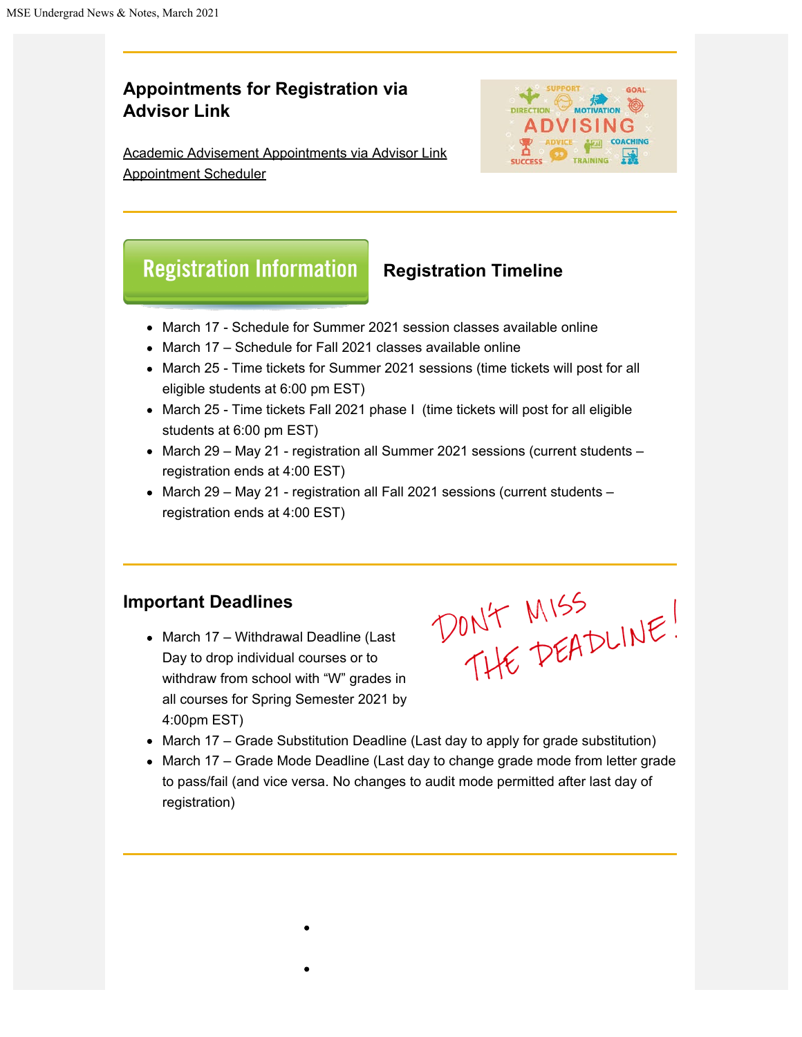## Appointments for Registration via Advisor Link

Academic Advisement Appointments via Advisor Link Appointment Scheduler

## Registration Information

### Registration Timeline

- March 17 - Schedule for Summer 2021 session classes available online
- March 17 – Schedule for Fall 2021 classes available online
- March 25 - Time tickets for Summer 2021 sessions (time tickets will post for all eligible students at 6:00 pm EST)
- March 25 - Time tickets Fall 2021 phase I (time tickets will post for all eligible students at 6:00 pm EST)
- March 29 – May 21 - registration all Summer 2021 sessions (current students – registration ends at 4:00 EST)
- March 29 – May 21 - registration all Fall 2021 sessions (current students – registration ends at 4:00 EST)

## Important Deadlines

DON'T MISS THE DEADLINE!

- March 17 – Withdrawal Deadline (Last Day to drop individual courses or to withdraw from school with "W" grades in all courses for Spring Semester 2021 by 4:00pm EST)
- March 17 – Grade Substitution Deadline (Last day to apply for grade substitution)
- March 17 – Grade Mode Deadline (Last day to change grade mode from letter grade to pass/fail (and vice versa. No changes to audit mode permitted after last day of registration)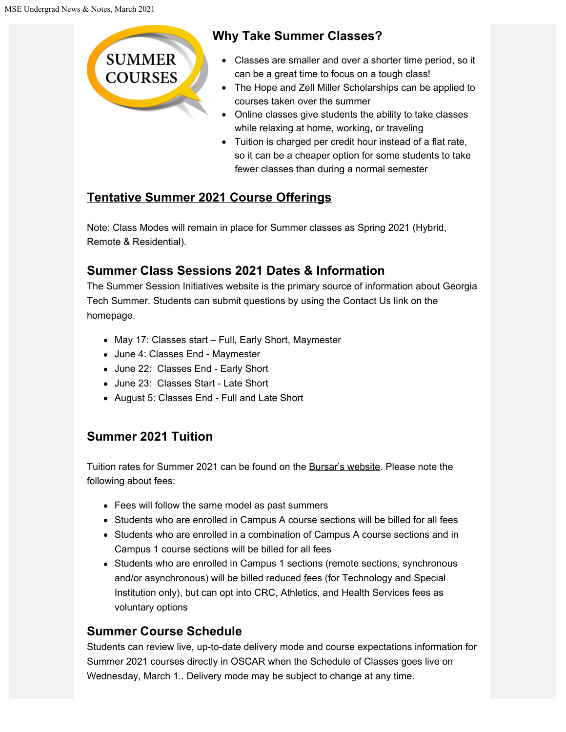## Why Take Summer Classes?

- Classes are smaller and over a shorter time period, so it can be a great time to focus on a tough class!
- The Hope and Zell Miller Scholarships can be applied to courses taken over the summer
- Online classes give students the ability to take classes while relaxing at home, working, or traveling
- Tuition is charged per credit hour instead of a flat rate, so it can be a cheaper option for some students to take fewer classes than during a normal semester

## Tentative Summer 2021 Course Offerings

Note: Class Modes will remain in place for Summer classes as Spring 2021 (Hybrid, Remote & Residential).

### Summer Class Sessions 2021 Dates & Information

The Summer Session Initiatives website is the primary source of information about Georgia Tech Summer. Students can submit questions by using the Contact Us link on the homepage.

- May 17: Classes start – Full, Early Short, Maymester
- June 4: Classes End - Maymester
- June 22: Classes End - Early Short
- June 23: Classes Start - Late Short
- August 5: Classes End - Full and Late Short

### Summer 2021 Tuition

Tuition rates for Summer 2021 can be found on the Bursar's website. Please note the following about fees:

- Fees will follow the same model as past summers
- Students who are enrolled in Campus A course sections will be billed for all fees
- Students who are enrolled in a combination of Campus A course sections and in Campus 1 course sections will be billed for all fees
- Students who are enrolled in Campus 1 sections (remote sections, synchronous and/or asynchronous) will be billed reduced fees (for Technology and Special Institution only), but can opt into CRC, Athletics, and Health Services fees as voluntary options

### Summer Course Schedule

Students can review live, up-to-date delivery mode and course expectations information for Summer 2021 courses directly in OSCAR when the Schedule of Classes goes live on Wednesday, March 1.. Delivery mode may be subject to change at any time.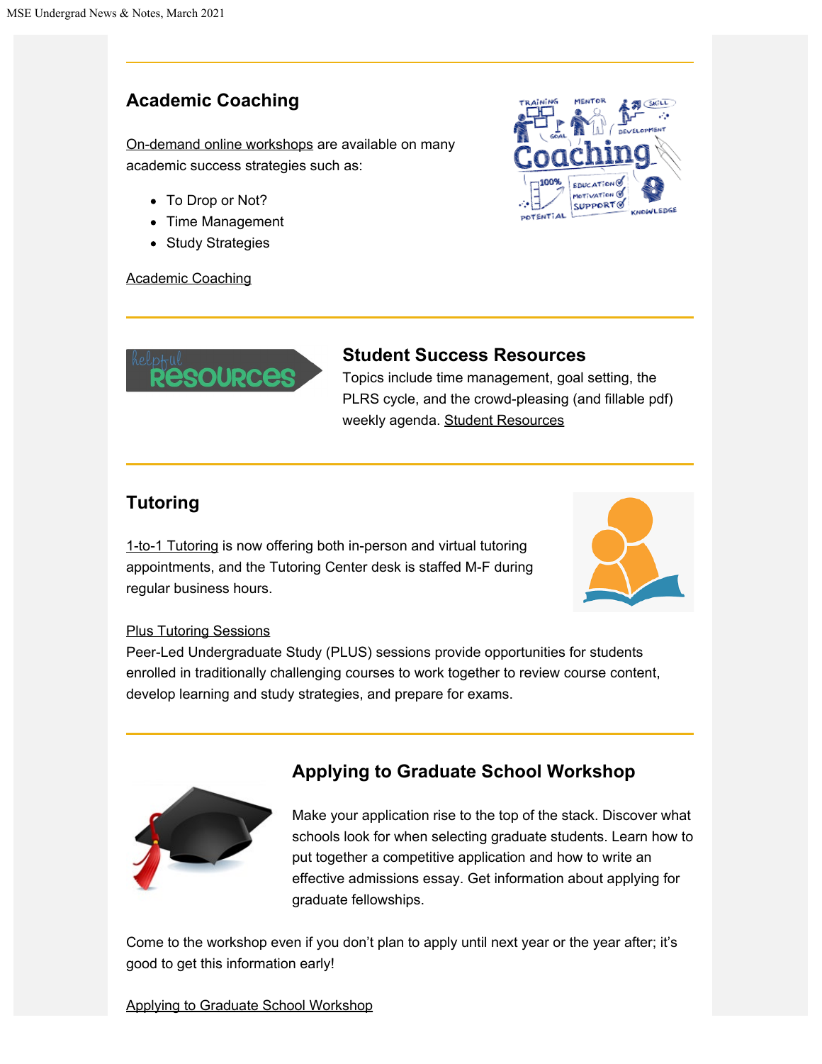## Academic Coaching

On-demand online workshops are available on many academic success strategies such as:

- To Drop or Not?
- Time Management
- Study Strategies

Academic Coaching

## Student Success Resources

Topics include time management, goal setting, the PLRS cycle, and the crowd-pleasing (and fillable pdf) weekly agenda. Student Resources

## Tutoring

1-to-1 Tutoring is now offering both in-person and virtual tutoring appointments, and the Tutoring Center desk is staffed M-F during regular business hours.

Plus Tutoring Sessions
Peer-Led Undergraduate Study (PLUS) sessions provide opportunities for students enrolled in traditionally challenging courses to work together to review course content, develop learning and study strategies, and prepare for exams.

## Applying to Graduate School Workshop

Make your application rise to the top of the stack. Discover what schools look for when selecting graduate students. Learn how to put together a competitive application and how to write an effective admissions essay. Get information about applying for graduate fellowships.

Come to the workshop even if you don't plan to apply until next year or the year after; it's good to get this information early!

Applying to Graduate School Workshop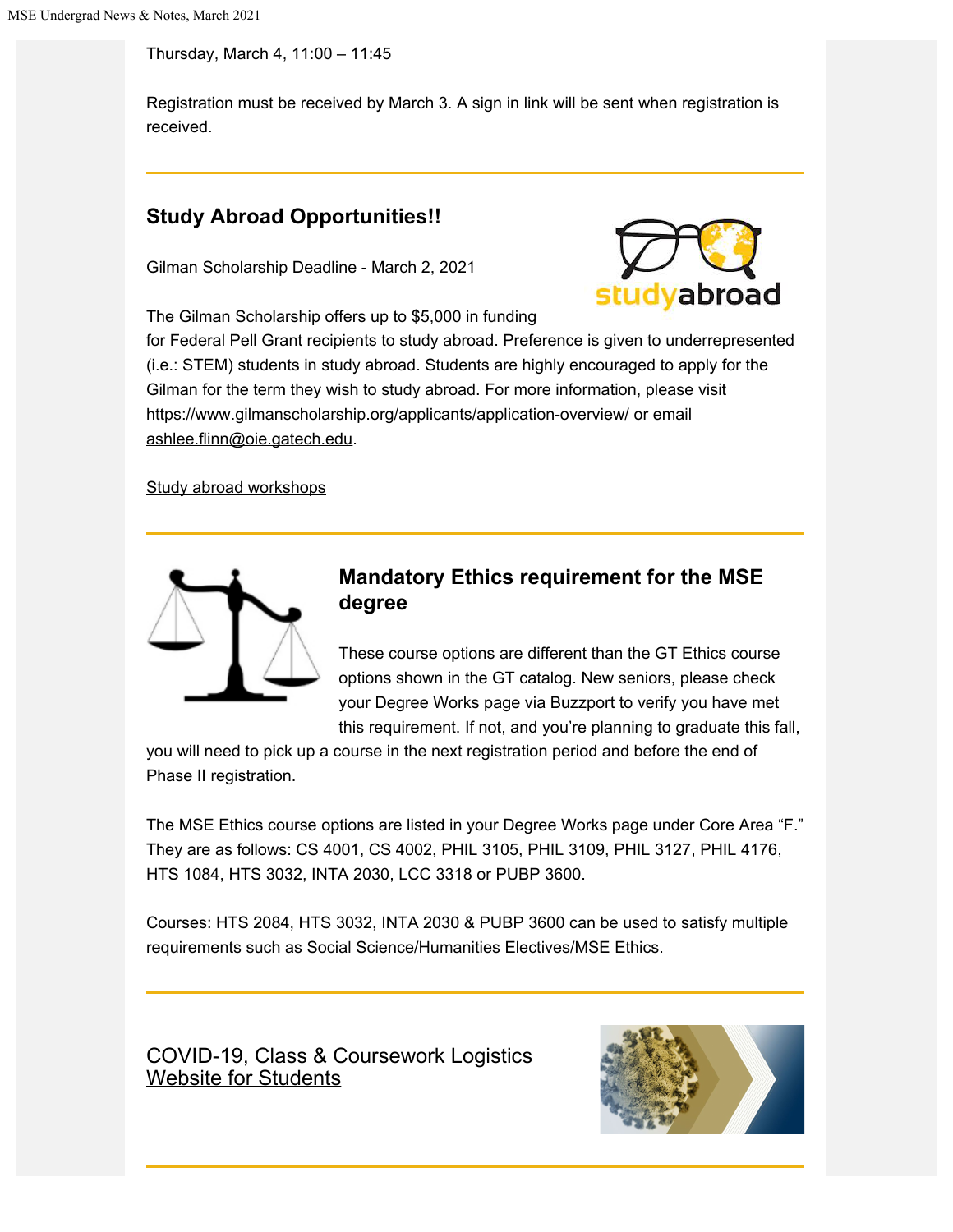Thursday, March 4, 11:00 – 11:45

Registration must be received by March 3. A sign in link will be sent when registration is received.

---

## Study Abroad Opportunities!!

Gilman Scholarship Deadline - March 2, 2021

The Gilman Scholarship offers up to $5,000 in funding for Federal Pell Grant recipients to study abroad. Preference is given to underrepresented (i.e.: STEM) students in study abroad. Students are highly encouraged to apply for the Gilman for the term they wish to study abroad. For more information, please visit https://www.gilmanscholarship.org/applicants/application-overview/ or email ashlee.flinn@oie.gatech.edu.

Study abroad workshops

---

## Mandatory Ethics requirement for the MSE degree

These course options are different than the GT Ethics course options shown in the GT catalog. New seniors, please check your Degree Works page via Buzzport to verify you have met this requirement. If not, and you're planning to graduate this fall, you will need to pick up a course in the next registration period and before the end of Phase II registration.

The MSE Ethics course options are listed in your Degree Works page under Core Area "F." They are as follows: CS 4001, CS 4002, PHIL 3105, PHIL 3109, PHIL 3127, PHIL 4176, HTS 1084, HTS 3032, INTA 2030, LCC 3318 or PUBP 3600.

Courses: HTS 2084, HTS 3032, INTA 2030 & PUBP 3600 can be used to satisfy multiple requirements such as Social Science/Humanities Electives/MSE Ethics.

---

## COVID-19, Class & Coursework Logistics Website for Students

---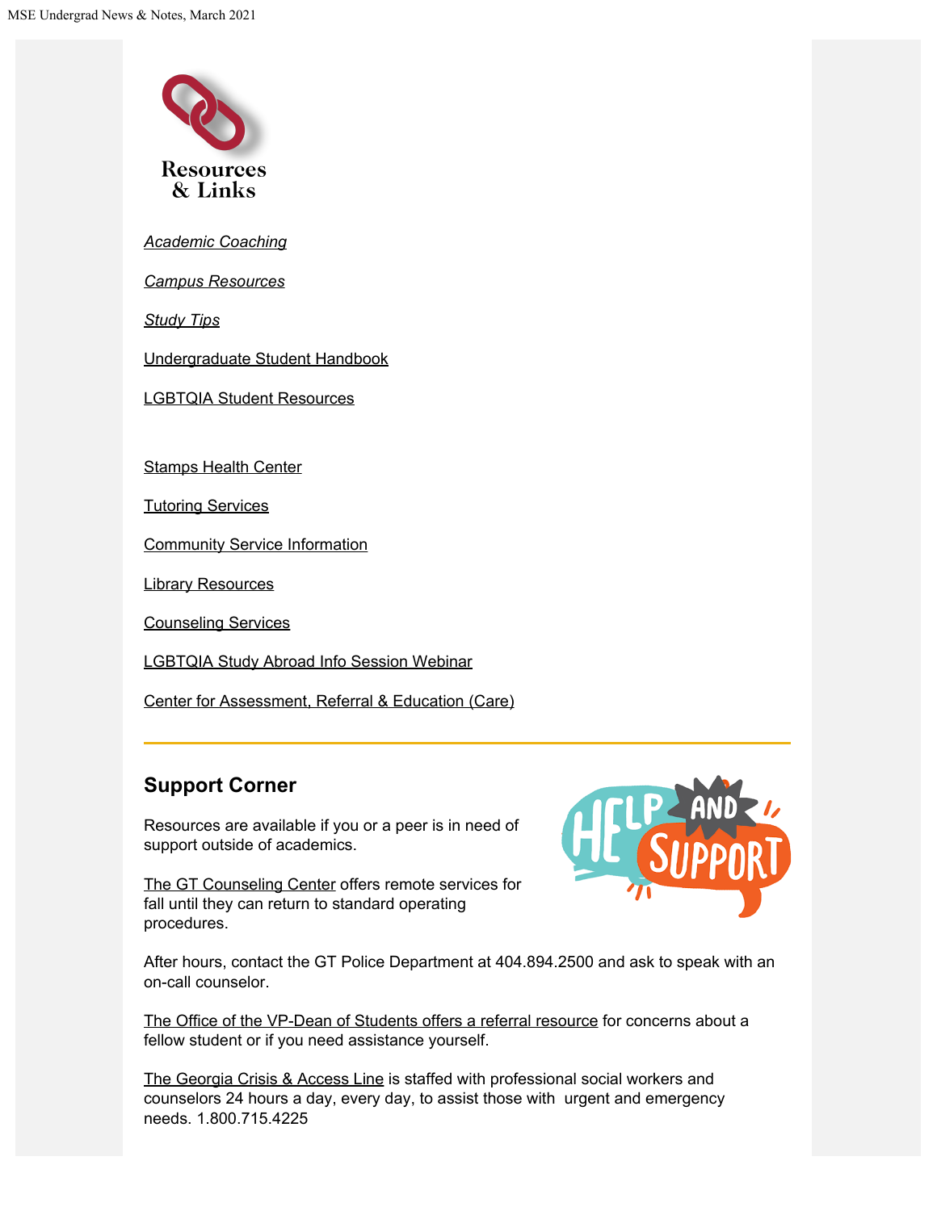Resources & Links

*Academic Coaching*

*Campus Resources*

*Study Tips*

Undergraduate Student Handbook

LGBTQIA Student Resources

Stamps Health Center

Tutoring Services

Community Service Information

Library Resources

Counseling Services

LGBTQIA Study Abroad Info Session Webinar

Center for Assessment, Referral & Education (Care)

---

## Support Corner

Resources are available if you or a peer is in need of support outside of academics.

The GT Counseling Center offers remote services for fall until they can return to standard operating procedures.

After hours, contact the GT Police Department at 404.894.2500 and ask to speak with an on-call counselor.

The Office of the VP-Dean of Students offers a referral resource for concerns about a fellow student or if you need assistance yourself.

The Georgia Crisis & Access Line is staffed with professional social workers and counselors 24 hours a day, every day, to assist those with urgent and emergency needs. 1.800.715.4225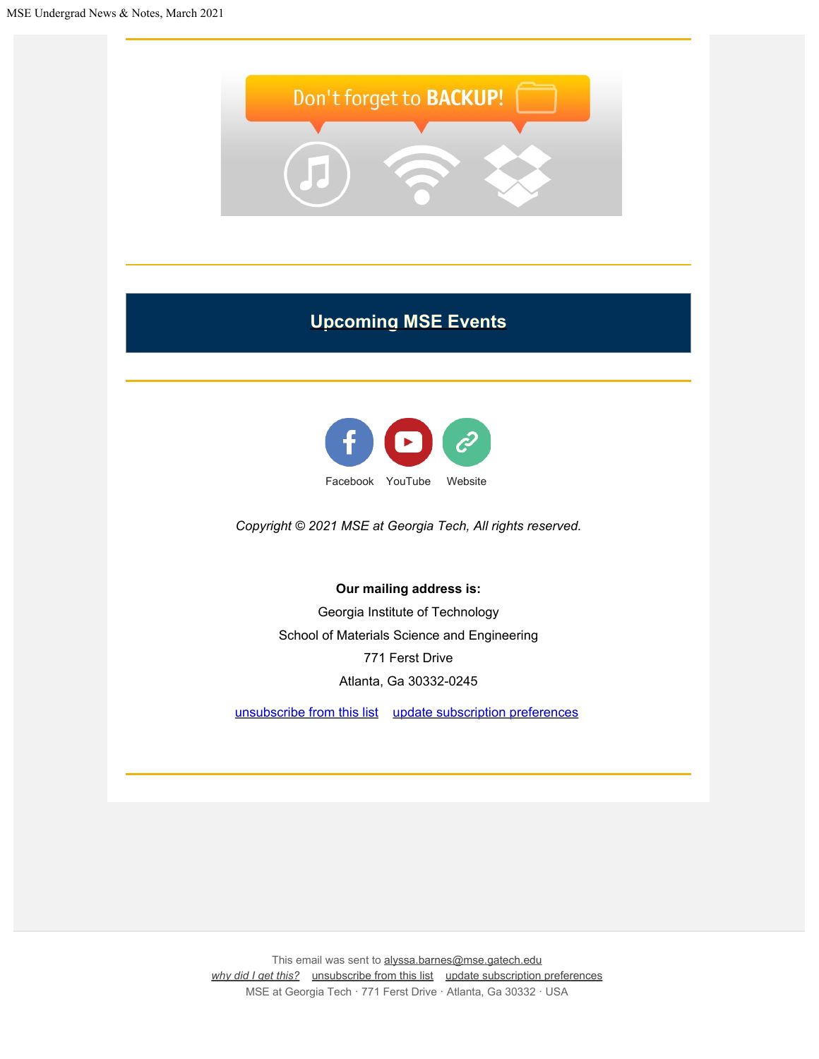Don't forget to **BACKUP!**

## Upcoming MSE Events

Facebook YouTube Website

*Copyright © 2021 MSE at Georgia Tech, All rights reserved.*

**Our mailing address is:**

Georgia Institute of Technology

School of Materials Science and Engineering

771 Ferst Drive

Atlanta, Ga 30332-0245

unsubscribe from this list    update subscription preferences

This email was sent to alyssa.barnes@mse.gatech.edu

*why did I get this?*    unsubscribe from this list    update subscription preferences

MSE at Georgia Tech · 771 Ferst Drive · Atlanta, Ga 30332 · USA